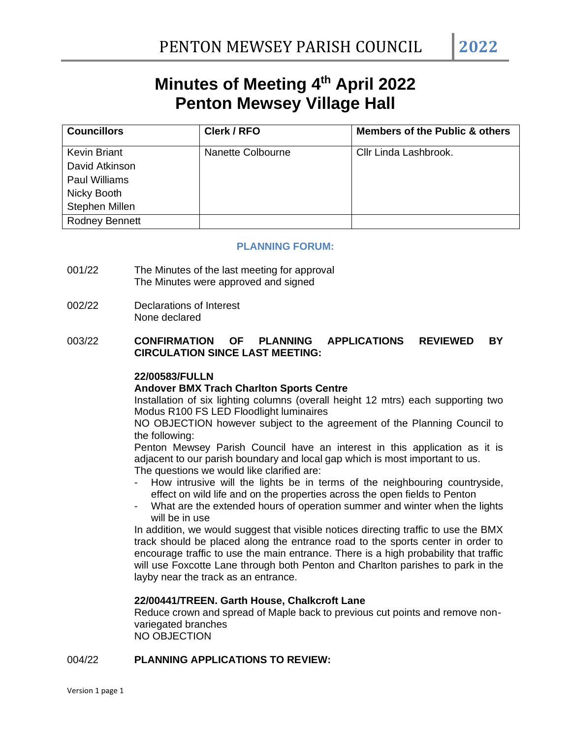# Minutes of Meeting 4th April 2022
# Penton Mewsey Village Hall

| Councillors | Clerk / RFO | Members of the Public & others |
|---|---|---|
| Kevin Briant<br>David Atkinson<br>Paul Williams<br>Nicky Booth<br>Stephen Millen | Nanette Colbourne | Cllr Linda Lashbrook. |
| Rodney Bennett | | |

### PLANNING FORUM:

001/22 The Minutes of the last meeting for approval
The Minutes were approved and signed

002/22 Declarations of Interest
None declared

003/22 **CONFIRMATION OF PLANNING APPLICATIONS REVIEWED BY CIRCULATION SINCE LAST MEETING:**

**22/00583/FULLN**
**Andover BMX Trach Charlton Sports Centre**
Installation of six lighting columns (overall height 12 mtrs) each supporting two Modus R100 FS LED Floodlight luminaires
NO OBJECTION however subject to the agreement of the Planning Council to the following:
Penton Mewsey Parish Council have an interest in this application as it is adjacent to our parish boundary and local gap which is most important to us.
The questions we would like clarified are:

- How intrusive will the lights be in terms of the neighbouring countryside, effect on wild life and on the properties across the open fields to Penton
- What are the extended hours of operation summer and winter when the lights will be in use

In addition, we would suggest that visible notices directing traffic to use the BMX track should be placed along the entrance road to the sports center in order to encourage traffic to use the main entrance. There is a high probability that traffic will use Foxcotte Lane through both Penton and Charlton parishes to park in the layby near the track as an entrance.

**22/00441/TREEN. Garth House, Chalkcroft Lane**
Reduce crown and spread of Maple back to previous cut points and remove non-variegated branches
NO OBJECTION

004/22 **PLANNING APPLICATIONS TO REVIEW:**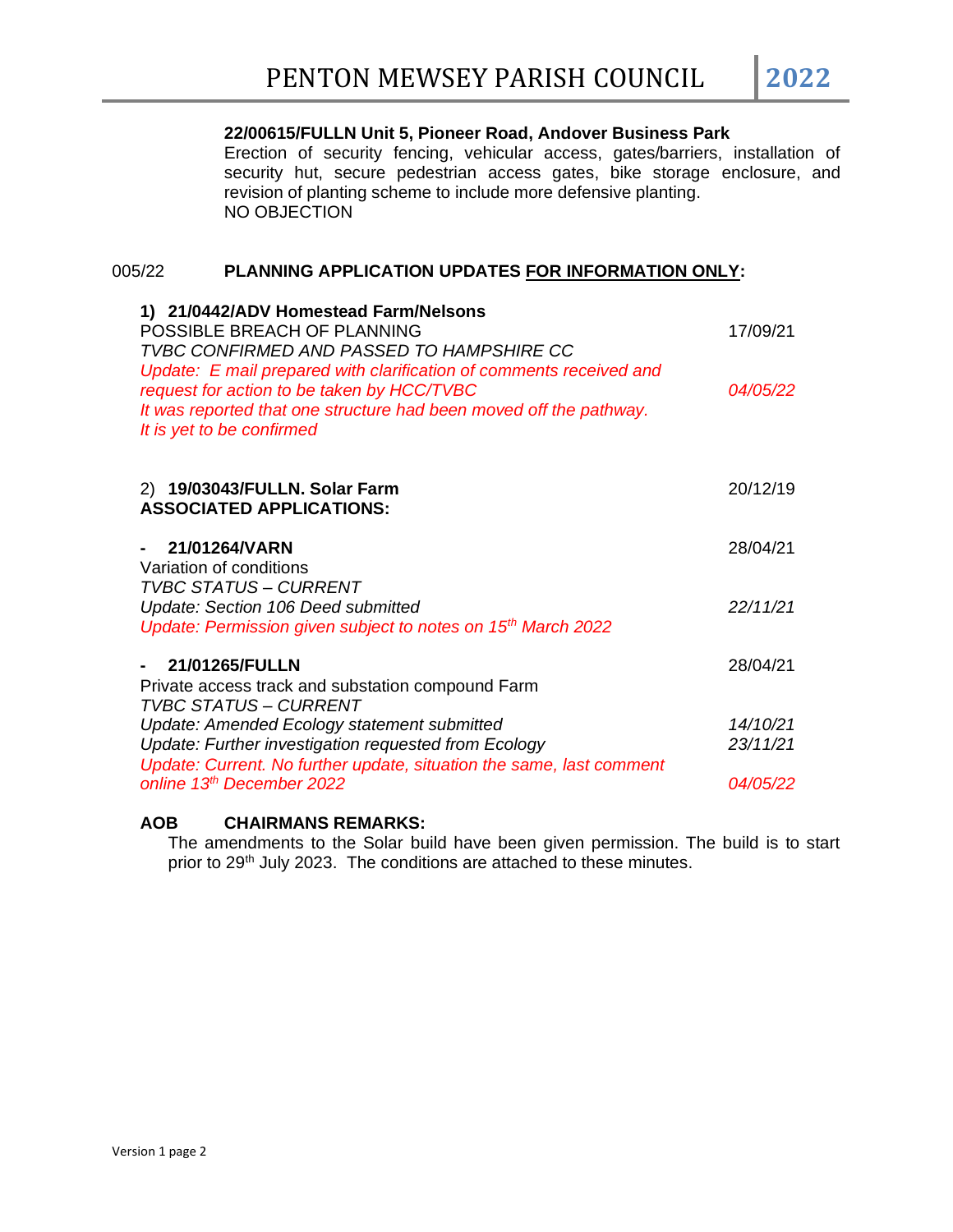**22/00615/FULLN Unit 5, Pioneer Road, Andover Business Park**

Erection of security fencing, vehicular access, gates/barriers, installation of security hut, secure pedestrian access gates, bike storage enclosure, and revision of planting scheme to include more defensive planting.

NO OBJECTION

005/22 **PLANNING APPLICATION UPDATES FOR INFORMATION ONLY:**

**1) 21/0442/ADV Homestead Farm/Nelsons**

| | |
|---|---|
| POSSIBLE BREACH OF PLANNING | 17/09/21 |
| *TVBC CONFIRMED AND PASSED TO HAMPSHIRE CC* | |
| *Update: E mail prepared with clarification of comments received and request for action to be taken by HCC/TVBC* | *04/05/22* |
| *It was reported that one structure had been moved off the pathway. It is yet to be confirmed* | |

| | |
|---|---|
| 2) **19/03043/FULLN. Solar Farm** | 20/12/19 |
| **ASSOCIATED APPLICATIONS:** | |
| - **21/01264/VARN** | 28/04/21 |
| Variation of conditions | |
| *TVBC STATUS – CURRENT* | |
| *Update: Section 106 Deed submitted* | *22/11/21* |
| *Update: Permission given subject to notes on 15th March 2022* | |
| - **21/01265/FULLN** | 28/04/21 |
| Private access track and substation compound Farm | |
| *TVBC STATUS – CURRENT* | |
| *Update: Amended Ecology statement submitted* | *14/10/21* |
| *Update: Further investigation requested from Ecology* | *23/11/21* |
| *Update: Current. No further update, situation the same, last comment online 13th December 2022* | *04/05/22* |

**AOB CHAIRMANS REMARKS:**

The amendments to the Solar build have been given permission. The build is to start prior to 29th July 2023. The conditions are attached to these minutes.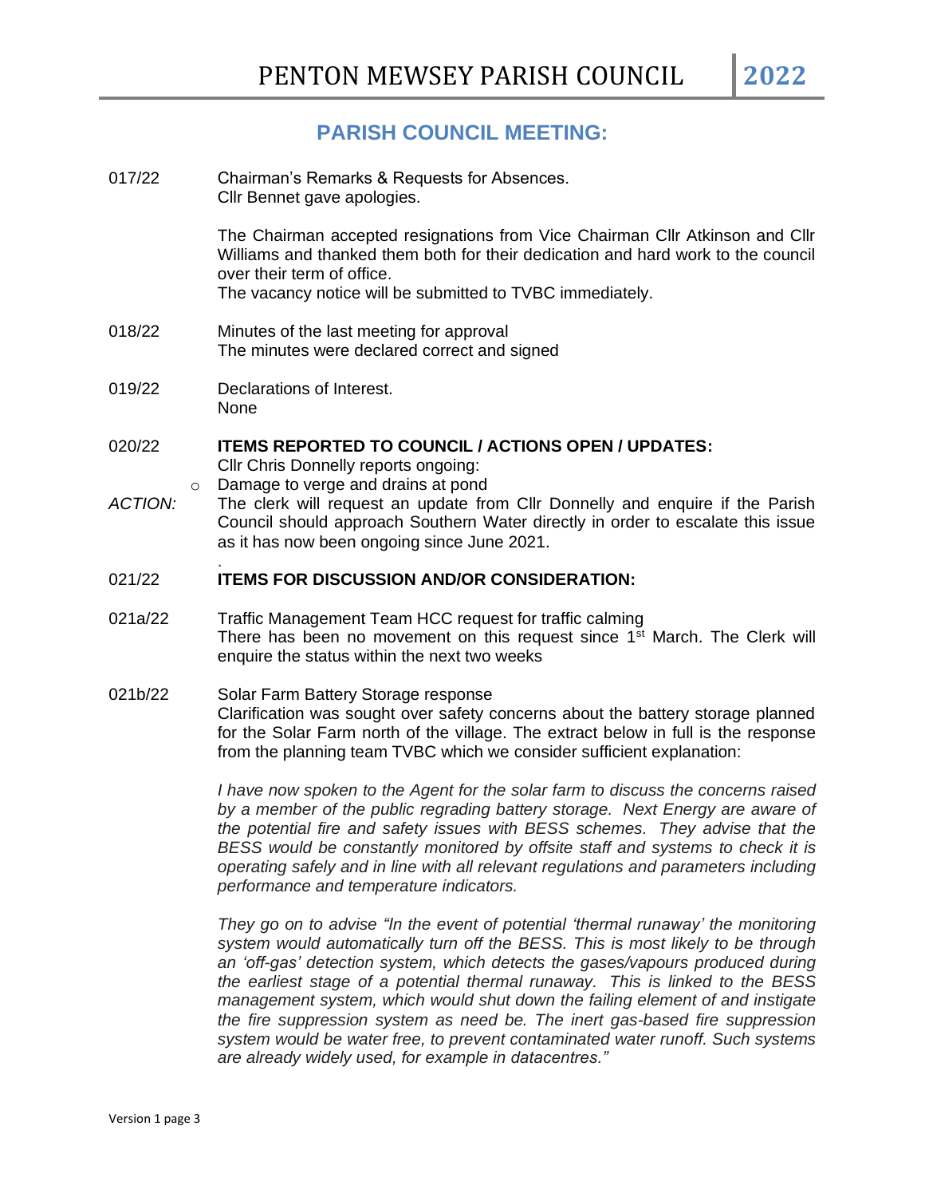## PARISH COUNCIL MEETING:

017/22 Chairman's Remarks & Requests for Absences.
Cllr Bennet gave apologies.

The Chairman accepted resignations from Vice Chairman Cllr Atkinson and Cllr Williams and thanked them both for their dedication and hard work to the council over their term of office.
The vacancy notice will be submitted to TVBC immediately.

018/22 Minutes of the last meeting for approval
The minutes were declared correct and signed

019/22 Declarations of Interest.
None

020/22 **ITEMS REPORTED TO COUNCIL / ACTIONS OPEN / UPDATES:**
Cllr Chris Donnelly reports ongoing:

- Damage to verge and drains at pond

*ACTION:* The clerk will request an update from Cllr Donnelly and enquire if the Parish Council should approach Southern Water directly in order to escalate this issue as it has now been ongoing since June 2021.

021/22 **ITEMS FOR DISCUSSION AND/OR CONSIDERATION:**

021a/22 Traffic Management Team HCC request for traffic calming
There has been no movement on this request since 1st March. The Clerk will enquire the status within the next two weeks

021b/22 Solar Farm Battery Storage response
Clarification was sought over safety concerns about the battery storage planned for the Solar Farm north of the village. The extract below in full is the response from the planning team TVBC which we consider sufficient explanation:

*I have now spoken to the Agent for the solar farm to discuss the concerns raised by a member of the public regrading battery storage. Next Energy are aware of the potential fire and safety issues with BESS schemes. They advise that the BESS would be constantly monitored by offsite staff and systems to check it is operating safely and in line with all relevant regulations and parameters including performance and temperature indicators.*

*They go on to advise "In the event of potential 'thermal runaway' the monitoring system would automatically turn off the BESS. This is most likely to be through an 'off-gas' detection system, which detects the gases/vapours produced during the earliest stage of a potential thermal runaway. This is linked to the BESS management system, which would shut down the failing element of and instigate the fire suppression system as need be. The inert gas-based fire suppression system would be water free, to prevent contaminated water runoff. Such systems are already widely used, for example in datacentres."*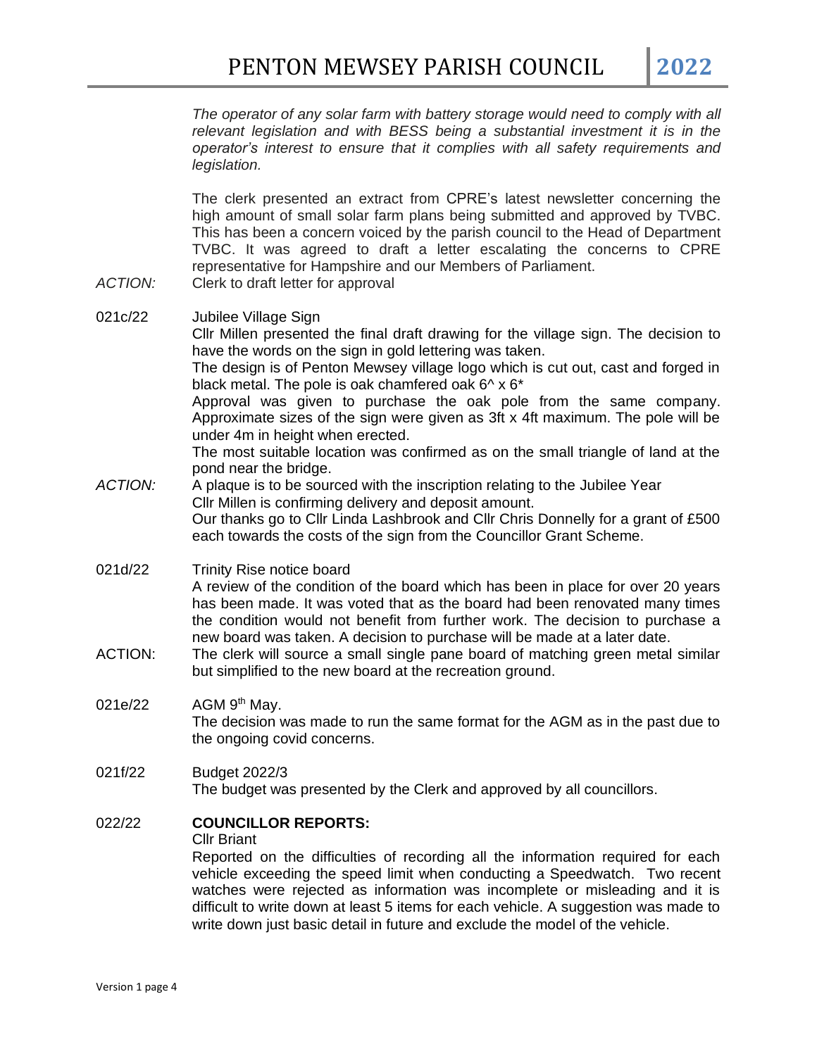*The operator of any solar farm with battery storage would need to comply with all relevant legislation and with BESS being a substantial investment it is in the operator's interest to ensure that it complies with all safety requirements and legislation.*

The clerk presented an extract from CPRE's latest newsletter concerning the high amount of small solar farm plans being submitted and approved by TVBC. This has been a concern voiced by the parish council to the Head of Department TVBC. It was agreed to draft a letter escalating the concerns to CPRE representative for Hampshire and our Members of Parliament.

*ACTION:* Clerk to draft letter for approval

021c/22 Jubilee Village Sign

Cllr Millen presented the final draft drawing for the village sign. The decision to have the words on the sign in gold lettering was taken.

The design is of Penton Mewsey village logo which is cut out, cast and forged in black metal. The pole is oak chamfered oak 6^ x 6*

Approval was given to purchase the oak pole from the same company. Approximate sizes of the sign were given as 3ft x 4ft maximum. The pole will be under 4m in height when erected.

The most suitable location was confirmed as on the small triangle of land at the pond near the bridge.

*ACTION:* A plaque is to be sourced with the inscription relating to the Jubilee Year

Cllr Millen is confirming delivery and deposit amount.

Our thanks go to Cllr Linda Lashbrook and Cllr Chris Donnelly for a grant of £500 each towards the costs of the sign from the Councillor Grant Scheme.

021d/22 Trinity Rise notice board

A review of the condition of the board which has been in place for over 20 years has been made. It was voted that as the board had been renovated many times the condition would not benefit from further work. The decision to purchase a new board was taken. A decision to purchase will be made at a later date.

ACTION: The clerk will source a small single pane board of matching green metal similar but simplified to the new board at the recreation ground.

021e/22 AGM 9th May.

The decision was made to run the same format for the AGM as in the past due to the ongoing covid concerns.

021f/22 Budget 2022/3

The budget was presented by the Clerk and approved by all councillors.

022/22 **COUNCILLOR REPORTS:**

Cllr Briant

Reported on the difficulties of recording all the information required for each vehicle exceeding the speed limit when conducting a Speedwatch. Two recent watches were rejected as information was incomplete or misleading and it is difficult to write down at least 5 items for each vehicle. A suggestion was made to write down just basic detail in future and exclude the model of the vehicle.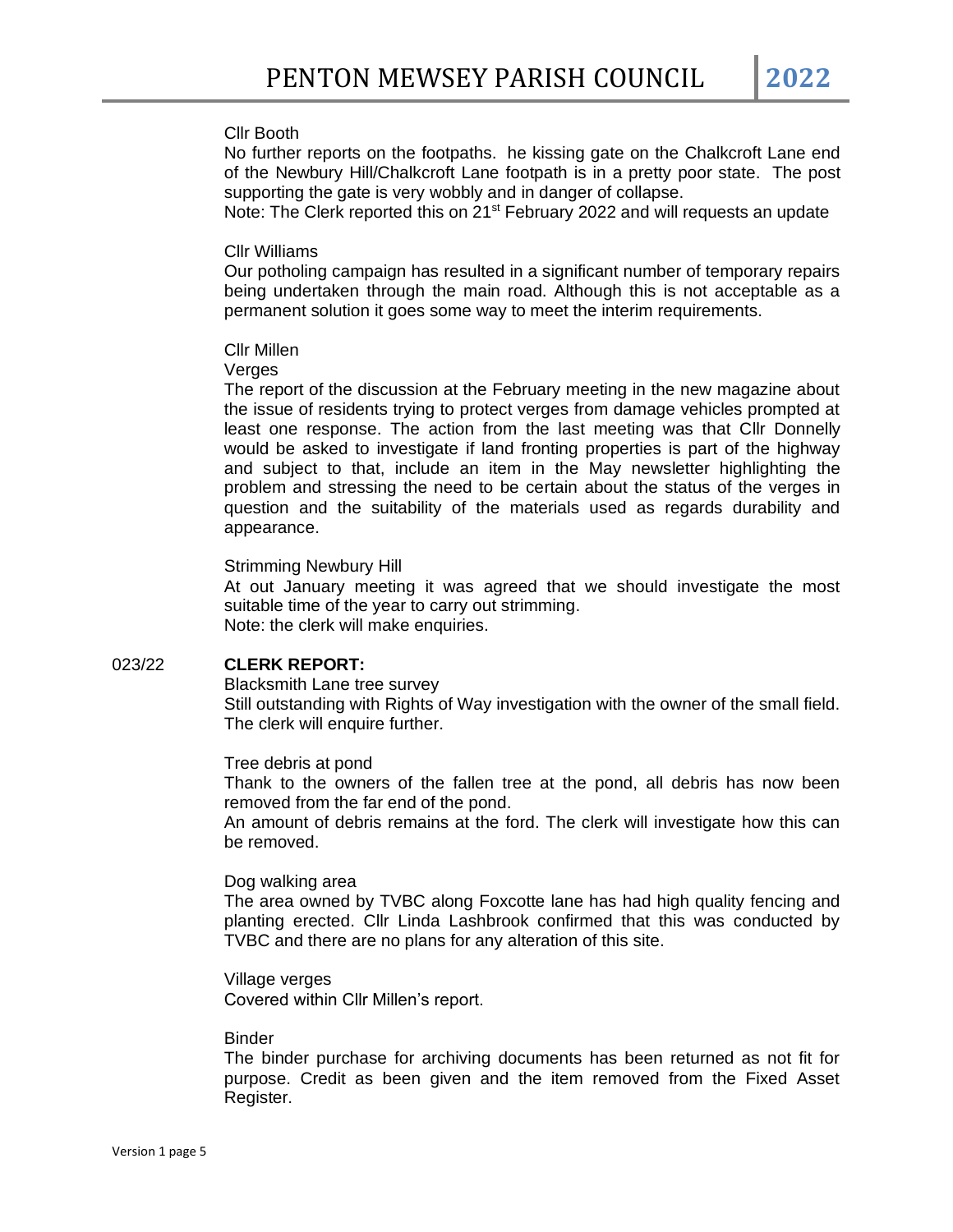Cllr Booth

No further reports on the footpaths. he kissing gate on the Chalkcroft Lane end of the Newbury Hill/Chalkcroft Lane footpath is in a pretty poor state. The post supporting the gate is very wobbly and in danger of collapse.

Note: The Clerk reported this on 21st February 2022 and will requests an update

Cllr Williams

Our potholing campaign has resulted in a significant number of temporary repairs being undertaken through the main road. Although this is not acceptable as a permanent solution it goes some way to meet the interim requirements.

Cllr Millen

Verges

The report of the discussion at the February meeting in the new magazine about the issue of residents trying to protect verges from damage vehicles prompted at least one response. The action from the last meeting was that Cllr Donnelly would be asked to investigate if land fronting properties is part of the highway and subject to that, include an item in the May newsletter highlighting the problem and stressing the need to be certain about the status of the verges in question and the suitability of the materials used as regards durability and appearance.

Strimming Newbury Hill

At out January meeting it was agreed that we should investigate the most suitable time of the year to carry out strimming.

Note: the clerk will make enquiries.

023/22 **CLERK REPORT:**

Blacksmith Lane tree survey

Still outstanding with Rights of Way investigation with the owner of the small field. The clerk will enquire further.

Tree debris at pond

Thank to the owners of the fallen tree at the pond, all debris has now been removed from the far end of the pond.

An amount of debris remains at the ford. The clerk will investigate how this can be removed.

Dog walking area

The area owned by TVBC along Foxcotte lane has had high quality fencing and planting erected. Cllr Linda Lashbrook confirmed that this was conducted by TVBC and there are no plans for any alteration of this site.

Village verges

Covered within Cllr Millen's report.

Binder

The binder purchase for archiving documents has been returned as not fit for purpose. Credit as been given and the item removed from the Fixed Asset Register.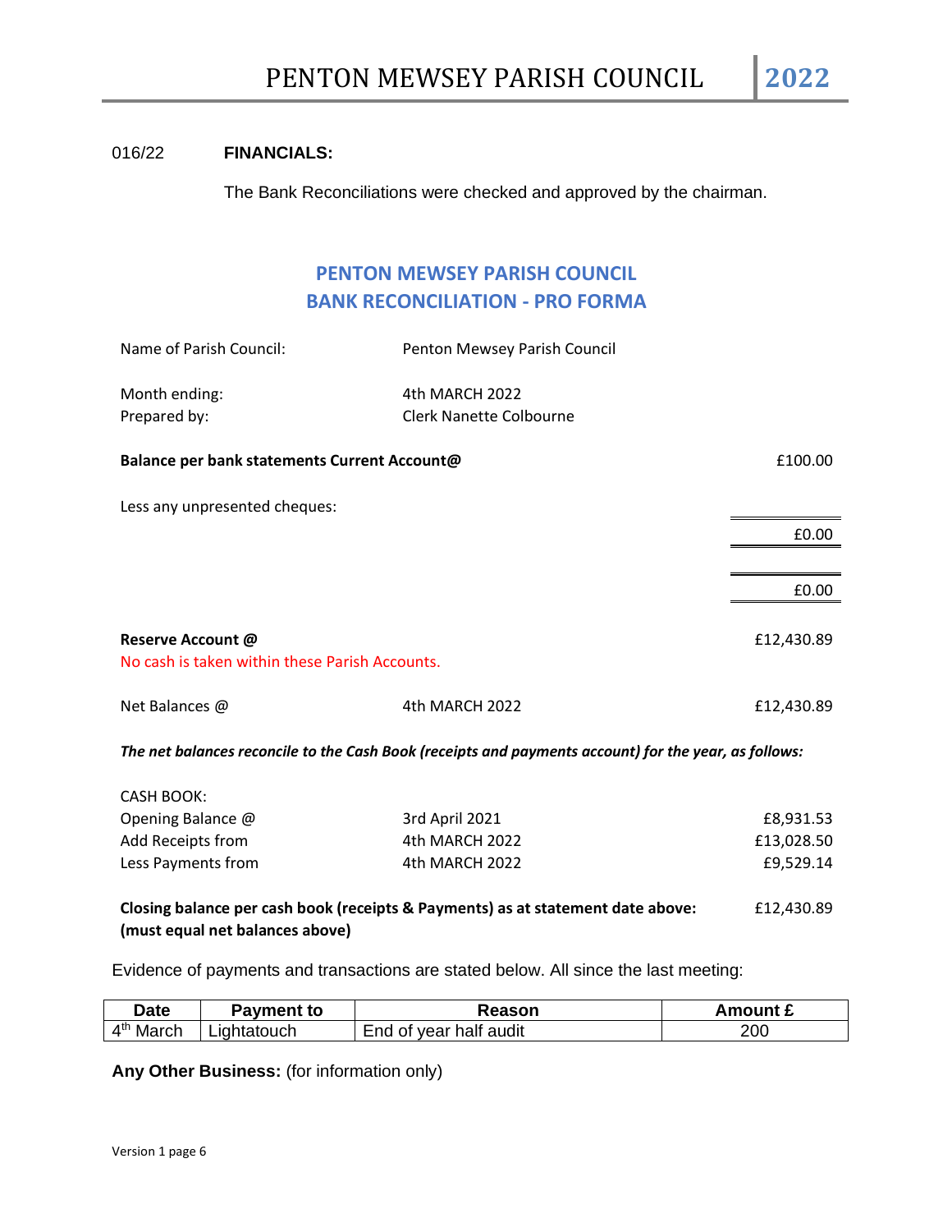016/22 **FINANCIALS:**

The Bank Reconciliations were checked and approved by the chairman.

## PENTON MEWSEY PARISH COUNCIL
## BANK RECONCILIATION - PRO FORMA

| | | |
|---|---|---|
| Name of Parish Council: | Penton Mewsey Parish Council | |
| Month ending: | 4th MARCH 2022 | |
| Prepared by: | Clerk Nanette Colbourne | |
| **Balance per bank statements Current Account@** | | £100.00 |
| Less any unpresented cheques: | | |
| | | £0.00 |
| | | £0.00 |
| **Reserve Account @** | | £12,430.89 |
| No cash is taken within these Parish Accounts. | | |
| Net Balances @ | 4th MARCH 2022 | £12,430.89 |

***The net balances reconcile to the Cash Book (receipts and payments account) for the year, as follows:***

| | | |
|---|---|---|
| CASH BOOK: | | |
| Opening Balance @ | 3rd April 2021 | £8,931.53 |
| Add Receipts from | 4th MARCH 2022 | £13,028.50 |
| Less Payments from | 4th MARCH 2022 | £9,529.14 |
| **Closing balance per cash book (receipts & Payments) as at statement date above: (must equal net balances above)** | | £12,430.89 |

Evidence of payments and transactions are stated below. All since the last meeting:

| Date | Payment to | Reason | Amount £ |
|---|---|---|---|
| 4th March | Lightatouch | End of year half audit | 200 |

**Any Other Business:** (for information only)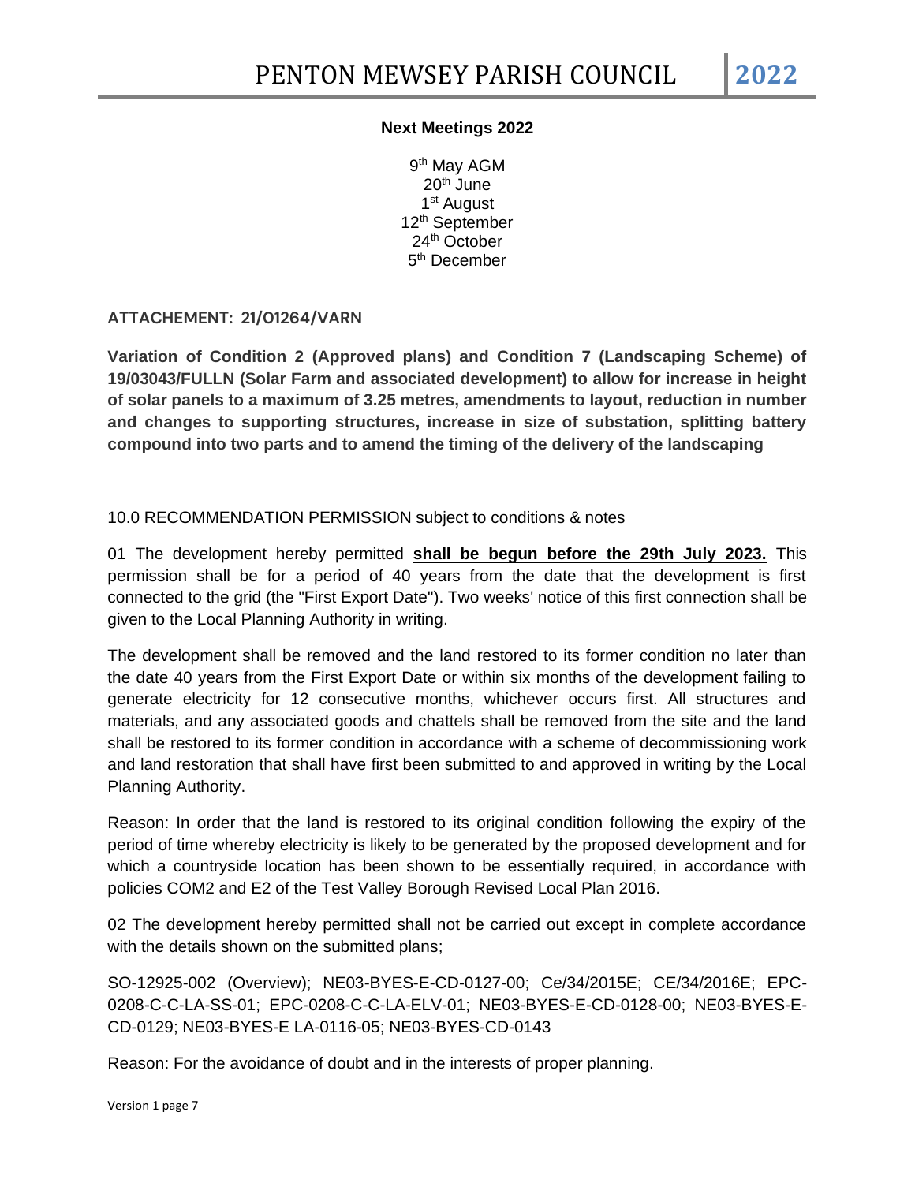**Next Meetings 2022**

9th May AGM
20th June
1st August
12th September
24th October
5th December

### ATTACHEMENT: 21/01264/VARN

**Variation of Condition 2 (Approved plans) and Condition 7 (Landscaping Scheme) of 19/03043/FULLN (Solar Farm and associated development) to allow for increase in height of solar panels to a maximum of 3.25 metres, amendments to layout, reduction in number and changes to supporting structures, increase in size of substation, splitting battery compound into two parts and to amend the timing of the delivery of the landscaping**

10.0 RECOMMENDATION PERMISSION subject to conditions & notes

01 The development hereby permitted **shall be begun before the 29th July 2023.** This permission shall be for a period of 40 years from the date that the development is first connected to the grid (the "First Export Date"). Two weeks' notice of this first connection shall be given to the Local Planning Authority in writing.

The development shall be removed and the land restored to its former condition no later than the date 40 years from the First Export Date or within six months of the development failing to generate electricity for 12 consecutive months, whichever occurs first. All structures and materials, and any associated goods and chattels shall be removed from the site and the land shall be restored to its former condition in accordance with a scheme of decommissioning work and land restoration that shall have first been submitted to and approved in writing by the Local Planning Authority.

Reason: In order that the land is restored to its original condition following the expiry of the period of time whereby electricity is likely to be generated by the proposed development and for which a countryside location has been shown to be essentially required, in accordance with policies COM2 and E2 of the Test Valley Borough Revised Local Plan 2016.

02 The development hereby permitted shall not be carried out except in complete accordance with the details shown on the submitted plans;

SO-12925-002 (Overview); NE03-BYES-E-CD-0127-00; Ce/34/2015E; CE/34/2016E; EPC-0208-C-C-LA-SS-01; EPC-0208-C-C-LA-ELV-01; NE03-BYES-E-CD-0128-00; NE03-BYES-E-CD-0129; NE03-BYES-E LA-0116-05; NE03-BYES-CD-0143

Reason: For the avoidance of doubt and in the interests of proper planning.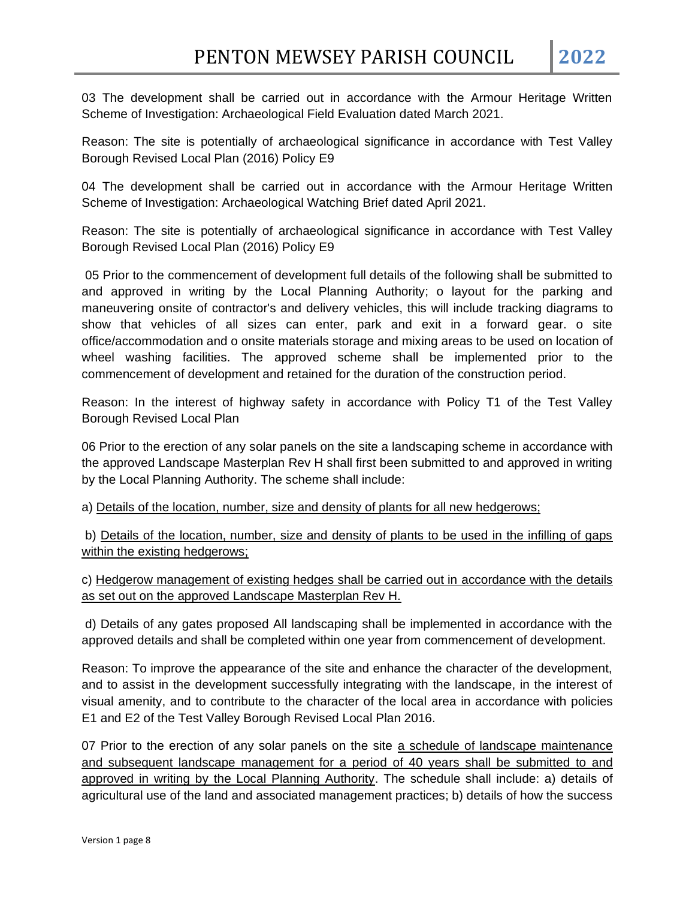03 The development shall be carried out in accordance with the Armour Heritage Written Scheme of Investigation: Archaeological Field Evaluation dated March 2021.

Reason: The site is potentially of archaeological significance in accordance with Test Valley Borough Revised Local Plan (2016) Policy E9

04 The development shall be carried out in accordance with the Armour Heritage Written Scheme of Investigation: Archaeological Watching Brief dated April 2021.

Reason: The site is potentially of archaeological significance in accordance with Test Valley Borough Revised Local Plan (2016) Policy E9

05 Prior to the commencement of development full details of the following shall be submitted to and approved in writing by the Local Planning Authority; o layout for the parking and maneuvering onsite of contractor's and delivery vehicles, this will include tracking diagrams to show that vehicles of all sizes can enter, park and exit in a forward gear. o site office/accommodation and o onsite materials storage and mixing areas to be used on location of wheel washing facilities. The approved scheme shall be implemented prior to the commencement of development and retained for the duration of the construction period.

Reason: In the interest of highway safety in accordance with Policy T1 of the Test Valley Borough Revised Local Plan

06 Prior to the erection of any solar panels on the site a landscaping scheme in accordance with the approved Landscape Masterplan Rev H shall first been submitted to and approved in writing by the Local Planning Authority. The scheme shall include:

a) <u>Details of the location, number, size and density of plants for all new hedgerows;</u>

b) <u>Details of the location, number, size and density of plants to be used in the infilling of gaps within the existing hedgerows;</u>

c) <u>Hedgerow management of existing hedges shall be carried out in accordance with the details as set out on the approved Landscape Masterplan Rev H.</u>

d) Details of any gates proposed All landscaping shall be implemented in accordance with the approved details and shall be completed within one year from commencement of development.

Reason: To improve the appearance of the site and enhance the character of the development, and to assist in the development successfully integrating with the landscape, in the interest of visual amenity, and to contribute to the character of the local area in accordance with policies E1 and E2 of the Test Valley Borough Revised Local Plan 2016.

07 Prior to the erection of any solar panels on the site <u>a schedule of landscape maintenance and subsequent landscape management for a period of 40 years shall be submitted to and approved in writing by the Local Planning Authority</u>. The schedule shall include: a) details of agricultural use of the land and associated management practices; b) details of how the success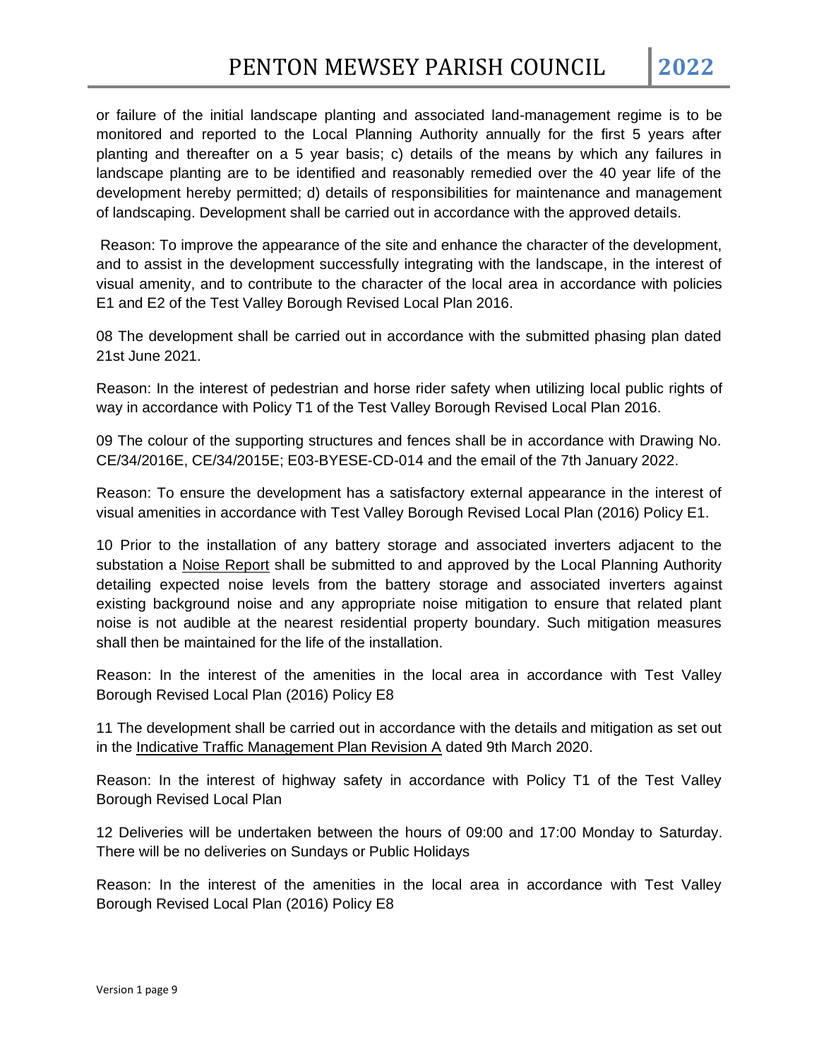or failure of the initial landscape planting and associated land-management regime is to be monitored and reported to the Local Planning Authority annually for the first 5 years after planting and thereafter on a 5 year basis; c) details of the means by which any failures in landscape planting are to be identified and reasonably remedied over the 40 year life of the development hereby permitted; d) details of responsibilities for maintenance and management of landscaping. Development shall be carried out in accordance with the approved details.

Reason: To improve the appearance of the site and enhance the character of the development, and to assist in the development successfully integrating with the landscape, in the interest of visual amenity, and to contribute to the character of the local area in accordance with policies E1 and E2 of the Test Valley Borough Revised Local Plan 2016.

08 The development shall be carried out in accordance with the submitted phasing plan dated 21st June 2021.

Reason: In the interest of pedestrian and horse rider safety when utilizing local public rights of way in accordance with Policy T1 of the Test Valley Borough Revised Local Plan 2016.

09 The colour of the supporting structures and fences shall be in accordance with Drawing No. CE/34/2016E, CE/34/2015E; E03-BYESE-CD-014 and the email of the 7th January 2022.

Reason: To ensure the development has a satisfactory external appearance in the interest of visual amenities in accordance with Test Valley Borough Revised Local Plan (2016) Policy E1.

10 Prior to the installation of any battery storage and associated inverters adjacent to the substation a Noise Report shall be submitted to and approved by the Local Planning Authority detailing expected noise levels from the battery storage and associated inverters against existing background noise and any appropriate noise mitigation to ensure that related plant noise is not audible at the nearest residential property boundary. Such mitigation measures shall then be maintained for the life of the installation.

Reason: In the interest of the amenities in the local area in accordance with Test Valley Borough Revised Local Plan (2016) Policy E8

11 The development shall be carried out in accordance with the details and mitigation as set out in the Indicative Traffic Management Plan Revision A dated 9th March 2020.

Reason: In the interest of highway safety in accordance with Policy T1 of the Test Valley Borough Revised Local Plan

12 Deliveries will be undertaken between the hours of 09:00 and 17:00 Monday to Saturday. There will be no deliveries on Sundays or Public Holidays

Reason: In the interest of the amenities in the local area in accordance with Test Valley Borough Revised Local Plan (2016) Policy E8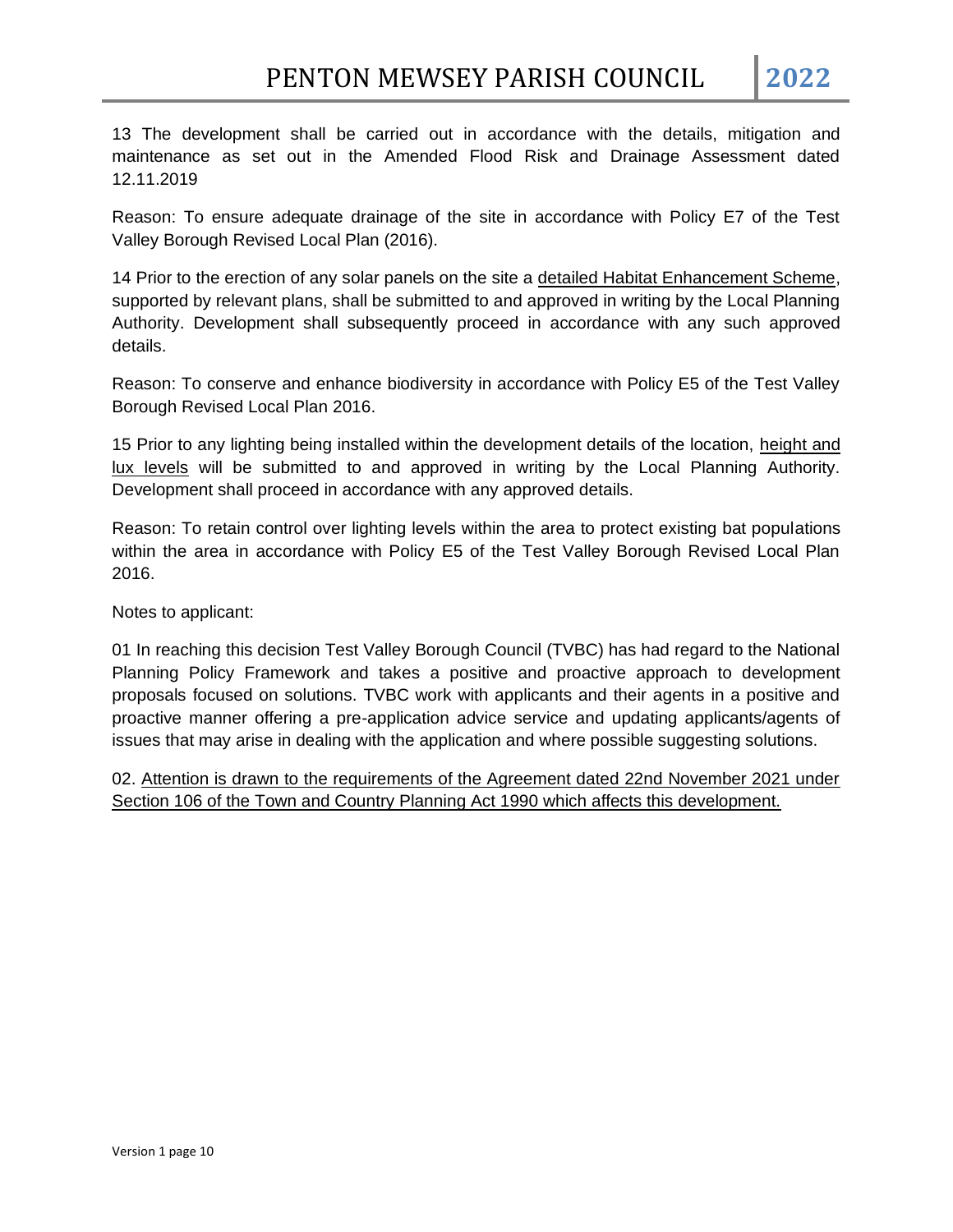13 The development shall be carried out in accordance with the details, mitigation and maintenance as set out in the Amended Flood Risk and Drainage Assessment dated 12.11.2019

Reason: To ensure adequate drainage of the site in accordance with Policy E7 of the Test Valley Borough Revised Local Plan (2016).

14 Prior to the erection of any solar panels on the site a <u>detailed Habitat Enhancement Scheme</u>, supported by relevant plans, shall be submitted to and approved in writing by the Local Planning Authority. Development shall subsequently proceed in accordance with any such approved details.

Reason: To conserve and enhance biodiversity in accordance with Policy E5 of the Test Valley Borough Revised Local Plan 2016.

15 Prior to any lighting being installed within the development details of the location, <u>height and lux levels</u> will be submitted to and approved in writing by the Local Planning Authority. Development shall proceed in accordance with any approved details.

Reason: To retain control over lighting levels within the area to protect existing bat populations within the area in accordance with Policy E5 of the Test Valley Borough Revised Local Plan 2016.

Notes to applicant:

01 In reaching this decision Test Valley Borough Council (TVBC) has had regard to the National Planning Policy Framework and takes a positive and proactive approach to development proposals focused on solutions. TVBC work with applicants and their agents in a positive and proactive manner offering a pre-application advice service and updating applicants/agents of issues that may arise in dealing with the application and where possible suggesting solutions.

02. <u>Attention is drawn to the requirements of the Agreement dated 22nd November 2021 under Section 106 of the Town and Country Planning Act 1990 which affects this development.</u>